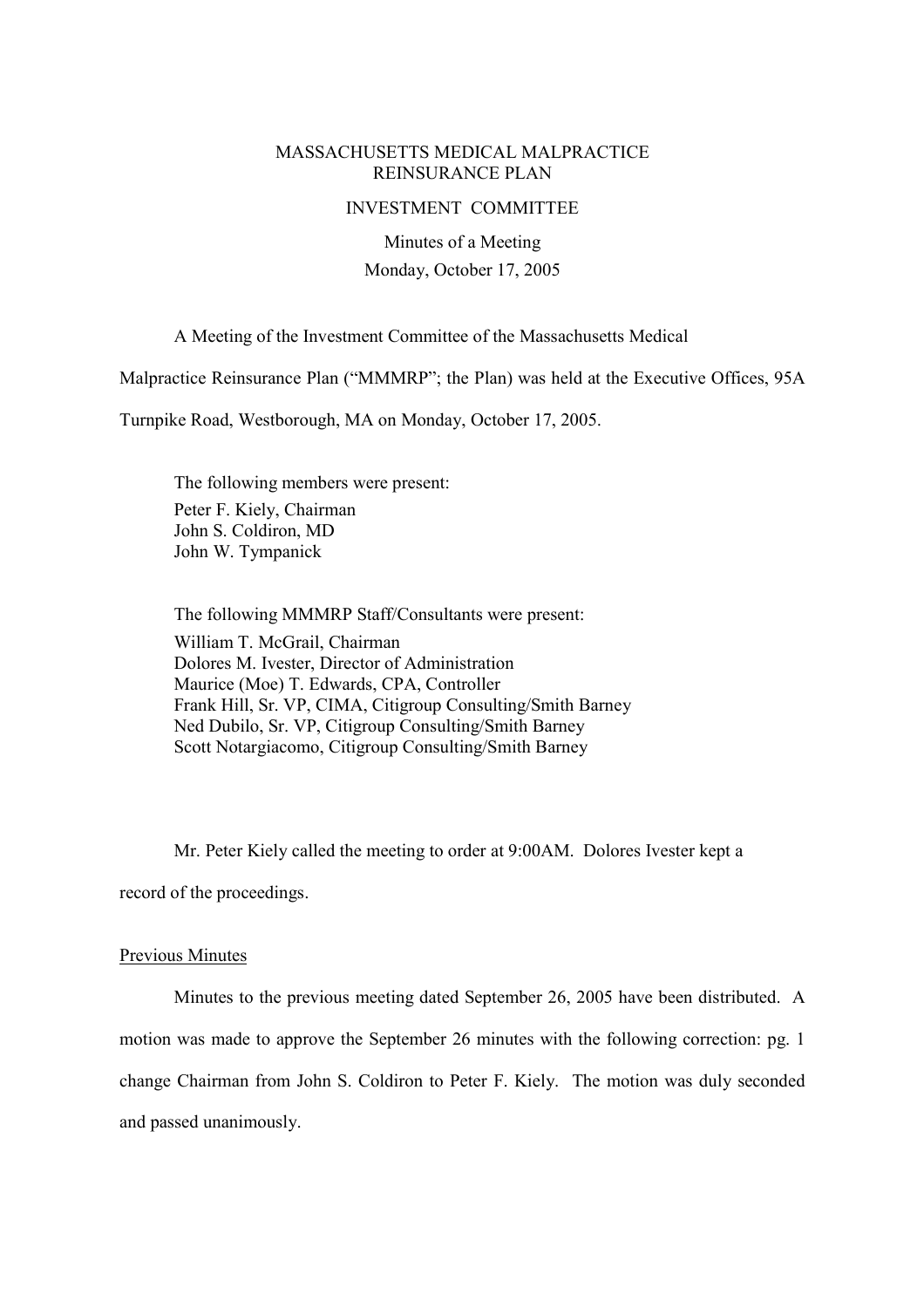# MASSACHUSETTS MEDICAL MALPRACTICE REINSURANCE PLAN

## INVESTMENT COMMITTEE

Minutes of a Meeting

Monday, October 17, 2005

A Meeting of the Investment Committee of the Massachusetts Medical Malpractice Reinsurance Plan ("MMMRP"; the Plan) was held at the Executive Offices, 95A Turnpike Road, Westborough, MA on Monday, October 17, 2005.

The following members were present:

Peter F. Kiely, Chairman  
John S. Coldiron, MD  
John W. Tympanick

The following MMMRP Staff/Consultants were present:

William T. McGrail, Chairman  
Dolores M. Ivester, Director of Administration  
Maurice (Moe) T. Edwards, CPA, Controller  
Frank Hill, Sr. VP, CIMA, Citigroup Consulting/Smith Barney  
Ned Dubilo, Sr. VP, Citigroup Consulting/Smith Barney  
Scott Notargiacomo, Citigroup Consulting/Smith Barney

Mr. Peter Kiely called the meeting to order at 9:00AM. Dolores Ivester kept a record of the proceedings.

Previous Minutes

Minutes to the previous meeting dated September 26, 2005 have been distributed. A motion was made to approve the September 26 minutes with the following correction: pg. 1 change Chairman from John S. Coldiron to Peter F. Kiely. The motion was duly seconded and passed unanimously.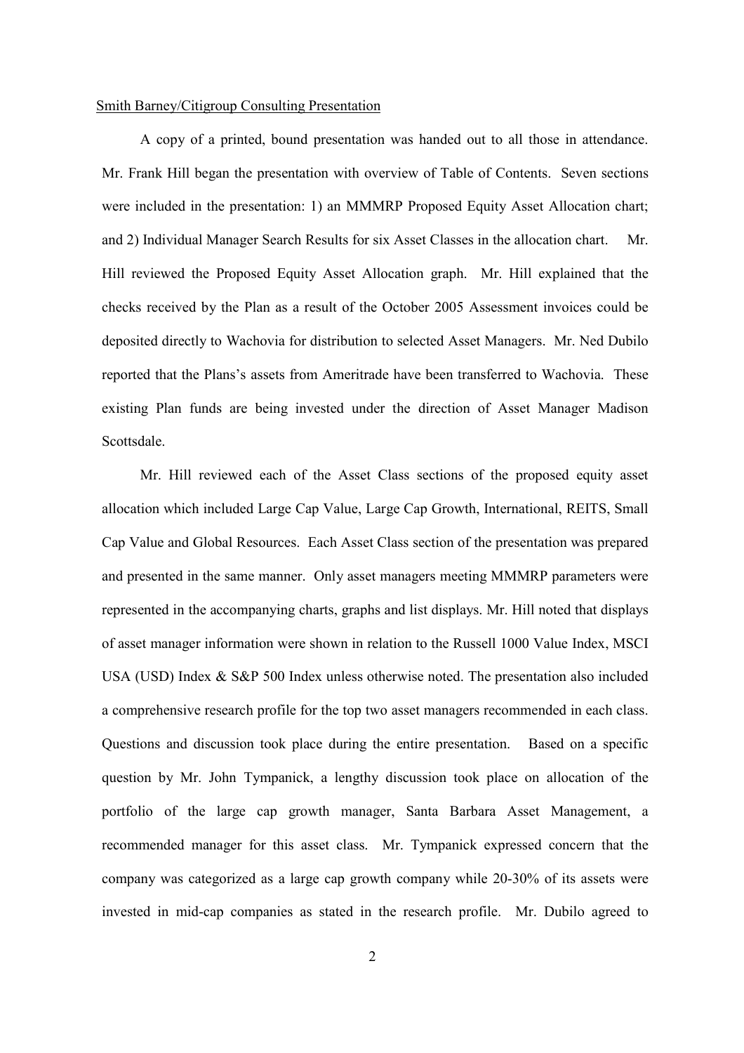Smith Barney/Citigroup Consulting Presentation

A copy of a printed, bound presentation was handed out to all those in attendance. Mr. Frank Hill began the presentation with overview of Table of Contents. Seven sections were included in the presentation: 1) an MMMRP Proposed Equity Asset Allocation chart; and 2) Individual Manager Search Results for six Asset Classes in the allocation chart. Mr. Hill reviewed the Proposed Equity Asset Allocation graph. Mr. Hill explained that the checks received by the Plan as a result of the October 2005 Assessment invoices could be deposited directly to Wachovia for distribution to selected Asset Managers. Mr. Ned Dubilo reported that the Plans's assets from Ameritrade have been transferred to Wachovia. These existing Plan funds are being invested under the direction of Asset Manager Madison Scottsdale.

Mr. Hill reviewed each of the Asset Class sections of the proposed equity asset allocation which included Large Cap Value, Large Cap Growth, International, REITS, Small Cap Value and Global Resources. Each Asset Class section of the presentation was prepared and presented in the same manner. Only asset managers meeting MMMRP parameters were represented in the accompanying charts, graphs and list displays. Mr. Hill noted that displays of asset manager information were shown in relation to the Russell 1000 Value Index, MSCI USA (USD) Index & S&P 500 Index unless otherwise noted. The presentation also included a comprehensive research profile for the top two asset managers recommended in each class. Questions and discussion took place during the entire presentation. Based on a specific question by Mr. John Tympanick, a lengthy discussion took place on allocation of the portfolio of the large cap growth manager, Santa Barbara Asset Management, a recommended manager for this asset class. Mr. Tympanick expressed concern that the company was categorized as a large cap growth company while 20-30% of its assets were invested in mid-cap companies as stated in the research profile. Mr. Dubilo agreed to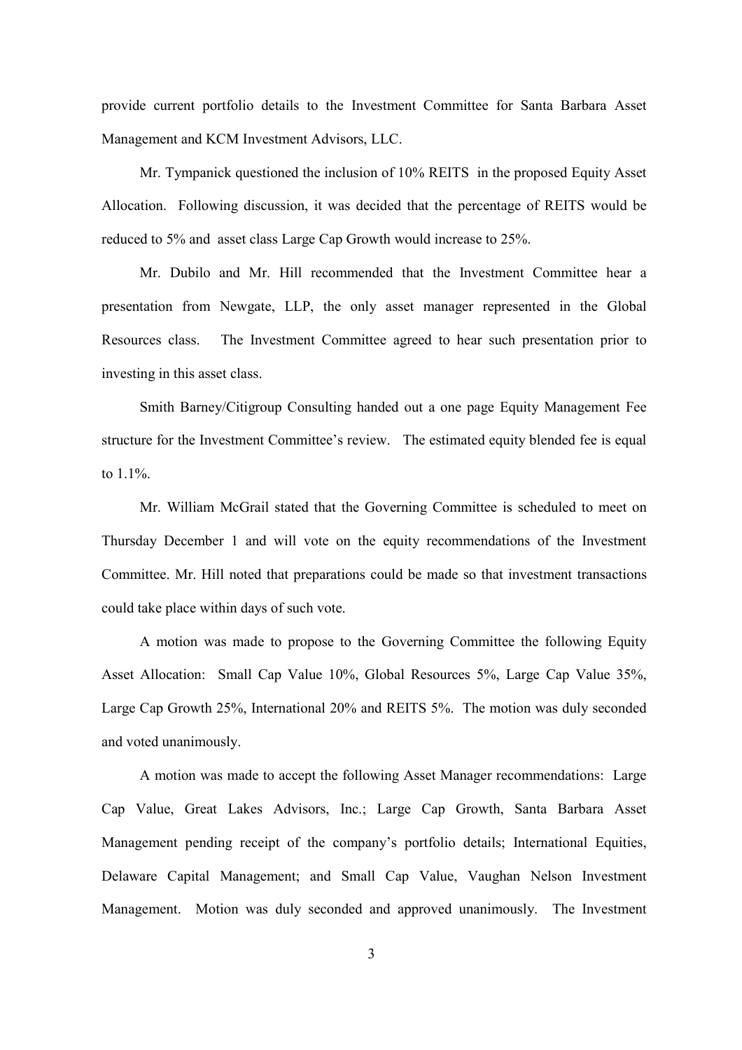provide current portfolio details to the Investment Committee for Santa Barbara Asset Management and KCM Investment Advisors, LLC.

Mr. Tympanick questioned the inclusion of 10% REITS in the proposed Equity Asset Allocation. Following discussion, it was decided that the percentage of REITS would be reduced to 5% and asset class Large Cap Growth would increase to 25%.

Mr. Dubilo and Mr. Hill recommended that the Investment Committee hear a presentation from Newgate, LLP, the only asset manager represented in the Global Resources class. The Investment Committee agreed to hear such presentation prior to investing in this asset class.

Smith Barney/Citigroup Consulting handed out a one page Equity Management Fee structure for the Investment Committee's review. The estimated equity blended fee is equal to 1.1%.

Mr. William McGrail stated that the Governing Committee is scheduled to meet on Thursday December 1 and will vote on the equity recommendations of the Investment Committee. Mr. Hill noted that preparations could be made so that investment transactions could take place within days of such vote.

A motion was made to propose to the Governing Committee the following Equity Asset Allocation: Small Cap Value 10%, Global Resources 5%, Large Cap Value 35%, Large Cap Growth 25%, International 20% and REITS 5%. The motion was duly seconded and voted unanimously.

A motion was made to accept the following Asset Manager recommendations: Large Cap Value, Great Lakes Advisors, Inc.; Large Cap Growth, Santa Barbara Asset Management pending receipt of the company's portfolio details; International Equities, Delaware Capital Management; and Small Cap Value, Vaughan Nelson Investment Management. Motion was duly seconded and approved unanimously. The Investment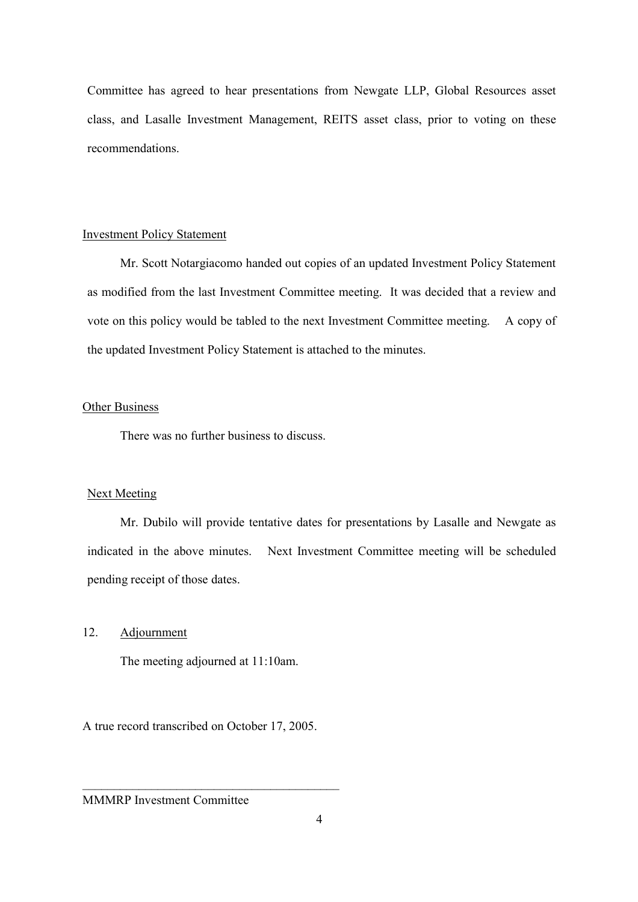Committee has agreed to hear presentations from Newgate LLP, Global Resources asset class, and Lasalle Investment Management, REITS asset class, prior to voting on these recommendations.

Investment Policy Statement

Mr. Scott Notargiacomo handed out copies of an updated Investment Policy Statement as modified from the last Investment Committee meeting. It was decided that a review and vote on this policy would be tabled to the next Investment Committee meeting. A copy of the updated Investment Policy Statement is attached to the minutes.

Other Business

There was no further business to discuss.

Next Meeting

Mr. Dubilo will provide tentative dates for presentations by Lasalle and Newgate as indicated in the above minutes. Next Investment Committee meeting will be scheduled pending receipt of those dates.

12. Adjournment

The meeting adjourned at 11:10am.

A true record transcribed on October 17, 2005.

\_\_\_\_\_\_\_\_\_\_\_\_\_\_\_\_\_\_\_\_\_\_\_\_\_\_\_\_\_\_\_\_\_\_\_\_\_\_\_\_\_\_

MMMRP Investment Committee